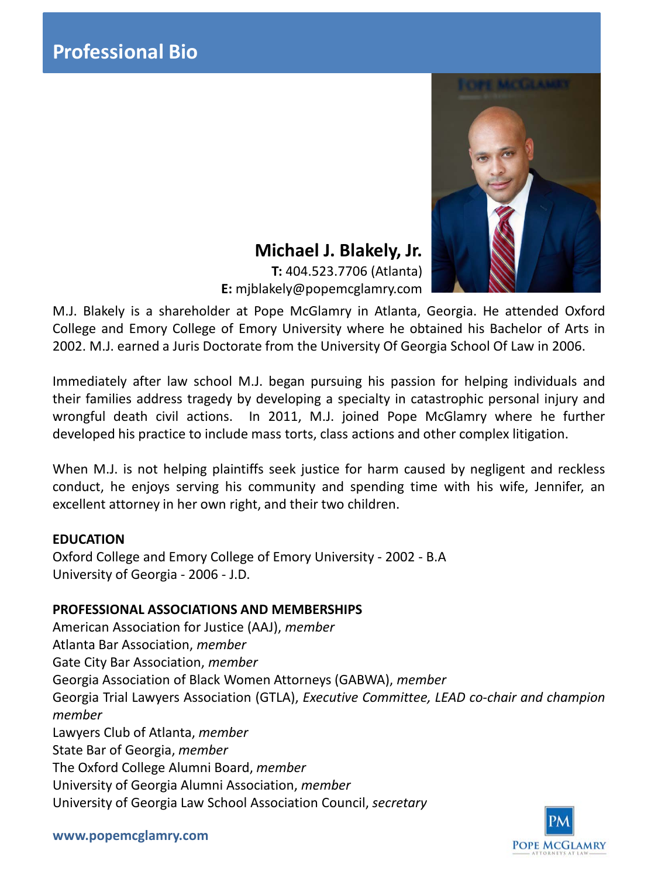# Professional Bio

## Michael J. Blakely, Jr.

**T:** 404.523.7706 (Atlanta)
**E:** mjblakely@popemcglamry.com

M.J. Blakely is a shareholder at Pope McGlamry in Atlanta, Georgia. He attended Oxford College and Emory College of Emory University where he obtained his Bachelor of Arts in 2002. M.J. earned a Juris Doctorate from the University Of Georgia School Of Law in 2006.

Immediately after law school M.J. began pursuing his passion for helping individuals and their families address tragedy by developing a specialty in catastrophic personal injury and wrongful death civil actions. In 2011, M.J. joined Pope McGlamry where he further developed his practice to include mass torts, class actions and other complex litigation.

When M.J. is not helping plaintiffs seek justice for harm caused by negligent and reckless conduct, he enjoys serving his community and spending time with his wife, Jennifer, an excellent attorney in her own right, and their two children.

**EDUCATION**

Oxford College and Emory College of Emory University - 2002 - B.A
University of Georgia - 2006 - J.D.

**PROFESSIONAL ASSOCIATIONS AND MEMBERSHIPS**

American Association for Justice (AAJ), *member*
Atlanta Bar Association, *member*
Gate City Bar Association, *member*
Georgia Association of Black Women Attorneys (GABWA), *member*
Georgia Trial Lawyers Association (GTLA), *Executive Committee, LEAD co-chair and champion member*
Lawyers Club of Atlanta, *member*
State Bar of Georgia, *member*
The Oxford College Alumni Board, *member*
University of Georgia Alumni Association, *member*
University of Georgia Law School Association Council, *secretary*

**www.popemcglamry.com**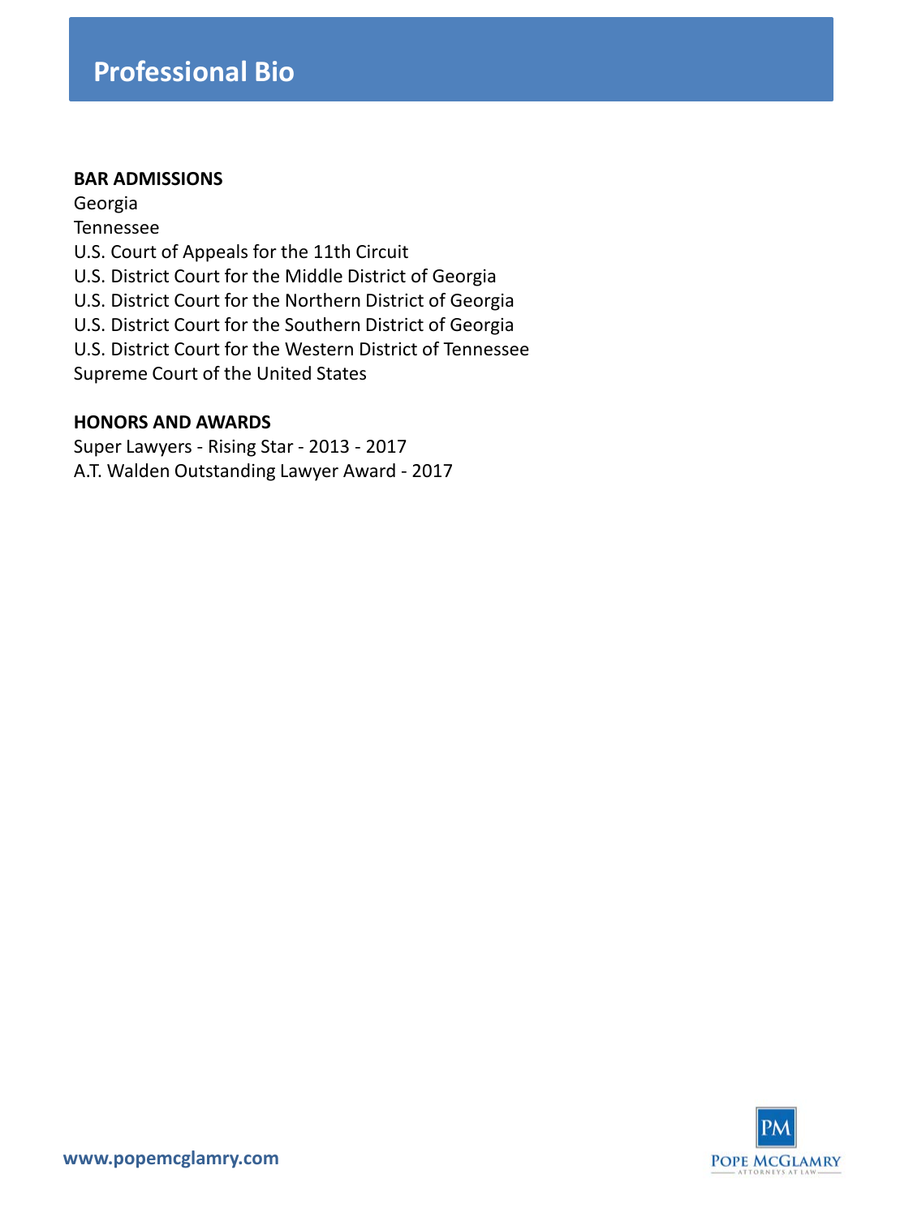# Professional Bio

**BAR ADMISSIONS**

Georgia
Tennessee
U.S. Court of Appeals for the 11th Circuit
U.S. District Court for the Middle District of Georgia
U.S. District Court for the Northern District of Georgia
U.S. District Court for the Southern District of Georgia
U.S. District Court for the Western District of Tennessee
Supreme Court of the United States

**HONORS AND AWARDS**

Super Lawyers - Rising Star - 2013 - 2017
A.T. Walden Outstanding Lawyer Award - 2017